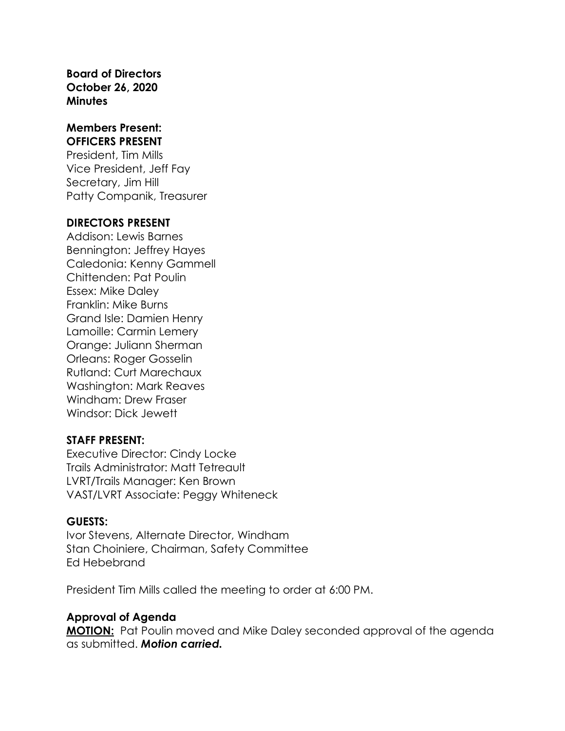**Board of Directors**
**October 26, 2020**
**Minutes**

**Members Present:**
**OFFICERS PRESENT**
President, Tim Mills
Vice President, Jeff Fay
Secretary, Jim Hill
Patty Companik, Treasurer

**DIRECTORS PRESENT**
Addison: Lewis Barnes
Bennington: Jeffrey Hayes
Caledonia: Kenny Gammell
Chittenden: Pat Poulin
Essex: Mike Daley
Franklin: Mike Burns
Grand Isle: Damien Henry
Lamoille: Carmin Lemery
Orange: Juliann Sherman
Orleans: Roger Gosselin
Rutland: Curt Marechaux
Washington: Mark Reaves
Windham: Drew Fraser
Windsor: Dick Jewett

**STAFF PRESENT:**
Executive Director: Cindy Locke
Trails Administrator: Matt Tetreault
LVRT/Trails Manager: Ken Brown
VAST/LVRT Associate: Peggy Whiteneck

**GUESTS:**
Ivor Stevens, Alternate Director, Windham
Stan Choiniere, Chairman, Safety Committee
Ed Hebebrand

President Tim Mills called the meeting to order at 6:00 PM.

**Approval of Agenda**
**MOTION:** Pat Poulin moved and Mike Daley seconded approval of the agenda as submitted. ***Motion carried.***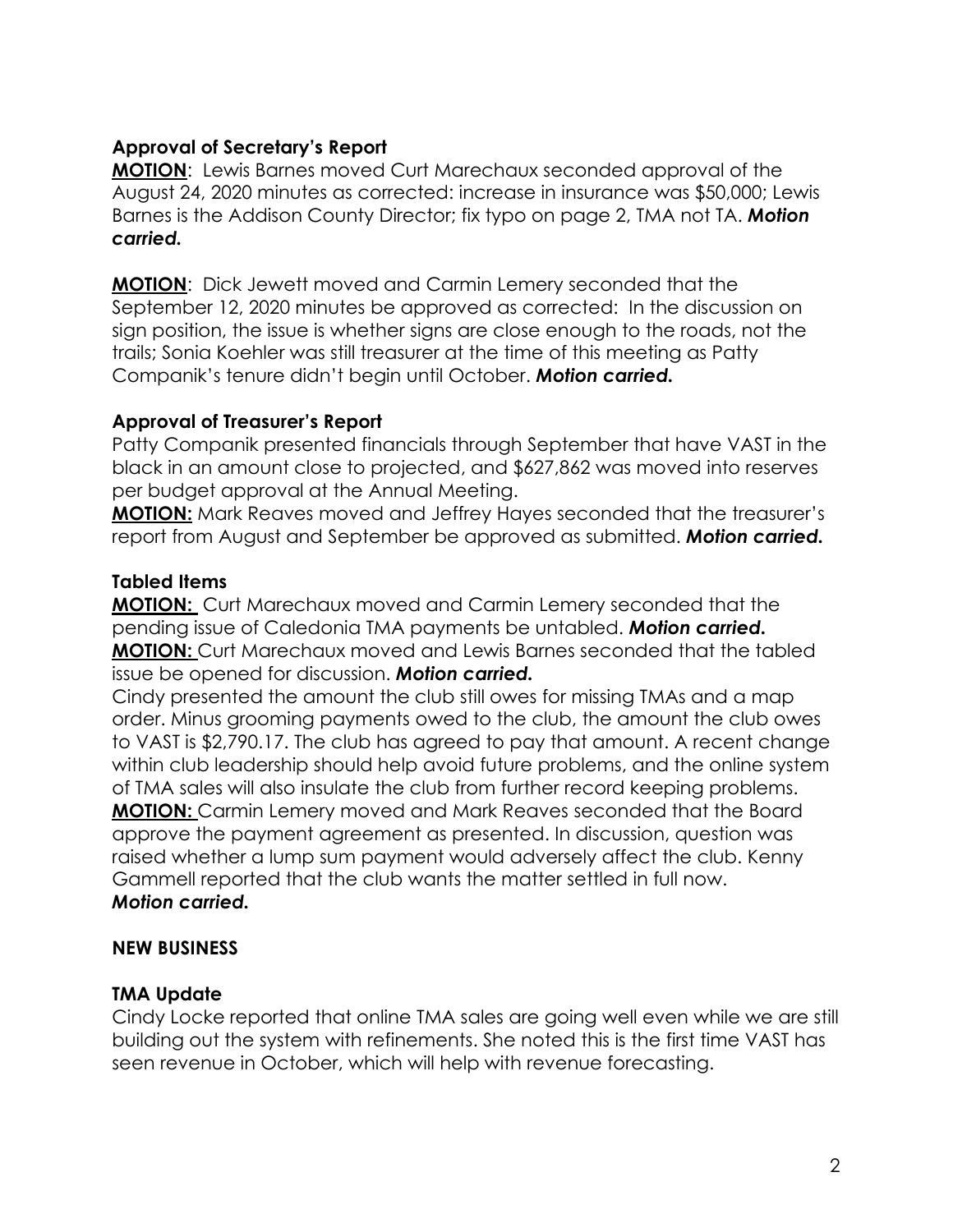### Approval of Secretary's Report

**MOTION**: Lewis Barnes moved Curt Marechaux seconded approval of the August 24, 2020 minutes as corrected: increase in insurance was $50,000; Lewis Barnes is the Addison County Director; fix typo on page 2, TMA not TA. ***Motion carried.***

**MOTION**: Dick Jewett moved and Carmin Lemery seconded that the September 12, 2020 minutes be approved as corrected: In the discussion on sign position, the issue is whether signs are close enough to the roads, not the trails; Sonia Koehler was still treasurer at the time of this meeting as Patty Companik's tenure didn't begin until October. ***Motion carried.***

### Approval of Treasurer's Report

Patty Companik presented financials through September that have VAST in the black in an amount close to projected, and $627,862 was moved into reserves per budget approval at the Annual Meeting.

**MOTION:** Mark Reaves moved and Jeffrey Hayes seconded that the treasurer's report from August and September be approved as submitted. ***Motion carried.***

### Tabled Items

**MOTION:** Curt Marechaux moved and Carmin Lemery seconded that the pending issue of Caledonia TMA payments be untabled. ***Motion carried.***

**MOTION:** Curt Marechaux moved and Lewis Barnes seconded that the tabled issue be opened for discussion. ***Motion carried.***

Cindy presented the amount the club still owes for missing TMAs and a map order. Minus grooming payments owed to the club, the amount the club owes to VAST is $2,790.17. The club has agreed to pay that amount. A recent change within club leadership should help avoid future problems, and the online system of TMA sales will also insulate the club from further record keeping problems.

**MOTION:** Carmin Lemery moved and Mark Reaves seconded that the Board approve the payment agreement as presented. In discussion, question was raised whether a lump sum payment would adversely affect the club. Kenny Gammell reported that the club wants the matter settled in full now. ***Motion carried.***

### NEW BUSINESS

### TMA Update

Cindy Locke reported that online TMA sales are going well even while we are still building out the system with refinements. She noted this is the first time VAST has seen revenue in October, which will help with revenue forecasting.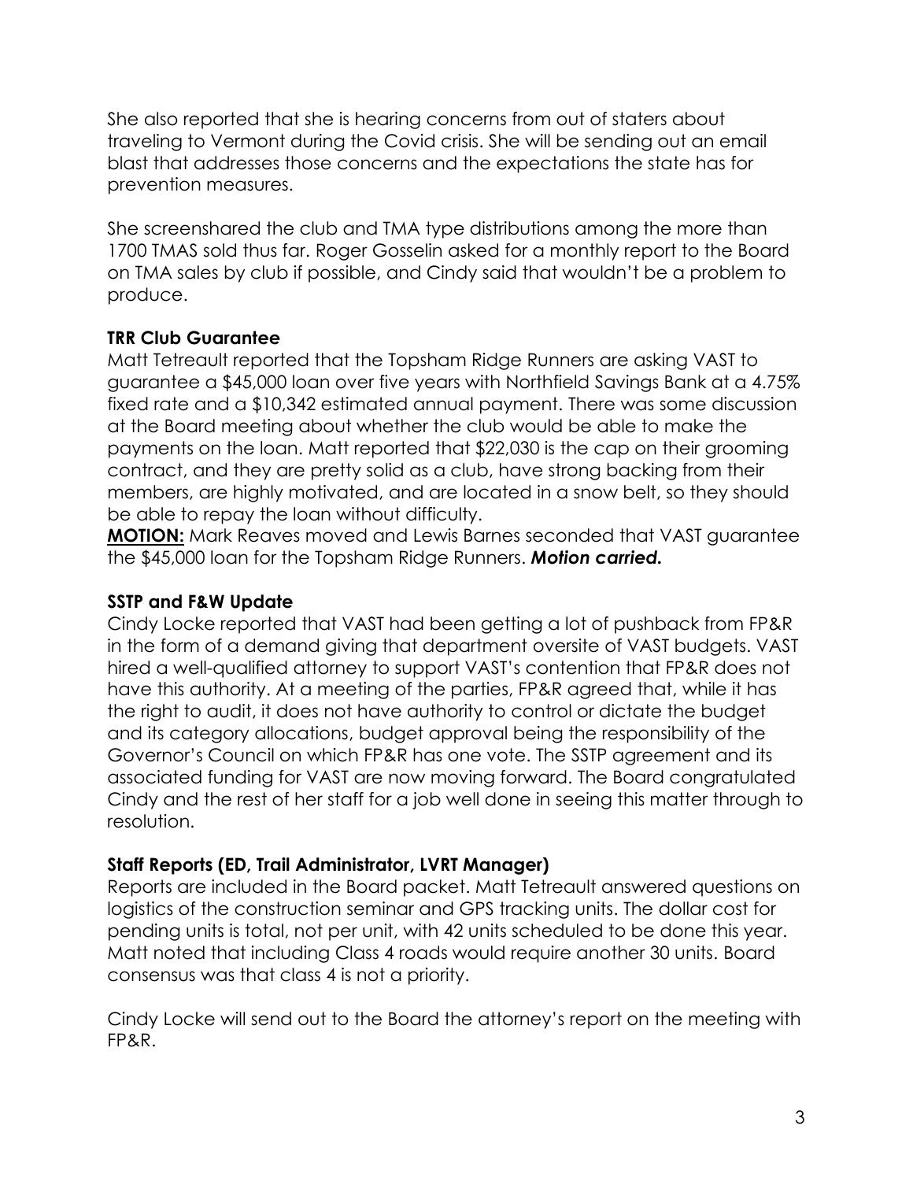She also reported that she is hearing concerns from out of staters about traveling to Vermont during the Covid crisis. She will be sending out an email blast that addresses those concerns and the expectations the state has for prevention measures.

She screenshared the club and TMA type distributions among the more than 1700 TMAS sold thus far. Roger Gosselin asked for a monthly report to the Board on TMA sales by club if possible, and Cindy said that wouldn't be a problem to produce.

**TRR Club Guarantee**

Matt Tetreault reported that the Topsham Ridge Runners are asking VAST to guarantee a $45,000 loan over five years with Northfield Savings Bank at a 4.75% fixed rate and a $10,342 estimated annual payment. There was some discussion at the Board meeting about whether the club would be able to make the payments on the loan. Matt reported that $22,030 is the cap on their grooming contract, and they are pretty solid as a club, have strong backing from their members, are highly motivated, and are located in a snow belt, so they should be able to repay the loan without difficulty.

**MOTION:** Mark Reaves moved and Lewis Barnes seconded that VAST guarantee the $45,000 loan for the Topsham Ridge Runners. ***Motion carried.***

**SSTP and F&W Update**

Cindy Locke reported that VAST had been getting a lot of pushback from FP&R in the form of a demand giving that department oversite of VAST budgets. VAST hired a well-qualified attorney to support VAST's contention that FP&R does not have this authority. At a meeting of the parties, FP&R agreed that, while it has the right to audit, it does not have authority to control or dictate the budget and its category allocations, budget approval being the responsibility of the Governor's Council on which FP&R has one vote. The SSTP agreement and its associated funding for VAST are now moving forward. The Board congratulated Cindy and the rest of her staff for a job well done in seeing this matter through to resolution.

**Staff Reports (ED, Trail Administrator, LVRT Manager)**

Reports are included in the Board packet. Matt Tetreault answered questions on logistics of the construction seminar and GPS tracking units. The dollar cost for pending units is total, not per unit, with 42 units scheduled to be done this year. Matt noted that including Class 4 roads would require another 30 units. Board consensus was that class 4 is not a priority.

Cindy Locke will send out to the Board the attorney's report on the meeting with FP&R.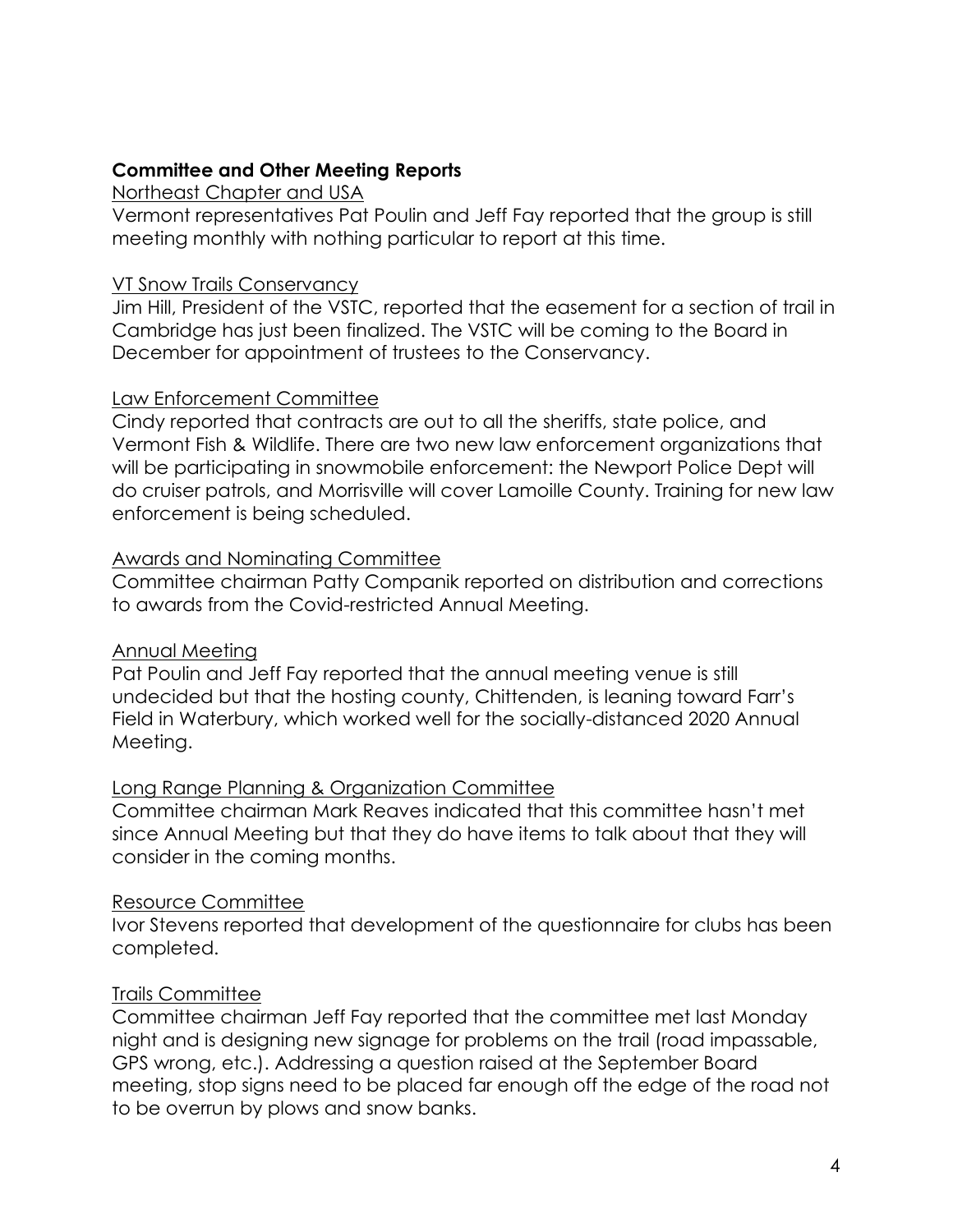**Committee and Other Meeting Reports**

Northeast Chapter and USA

Vermont representatives Pat Poulin and Jeff Fay reported that the group is still meeting monthly with nothing particular to report at this time.

VT Snow Trails Conservancy

Jim Hill, President of the VSTC, reported that the easement for a section of trail in Cambridge has just been finalized. The VSTC will be coming to the Board in December for appointment of trustees to the Conservancy.

Law Enforcement Committee

Cindy reported that contracts are out to all the sheriffs, state police, and Vermont Fish & Wildlife. There are two new law enforcement organizations that will be participating in snowmobile enforcement: the Newport Police Dept will do cruiser patrols, and Morrisville will cover Lamoille County. Training for new law enforcement is being scheduled.

Awards and Nominating Committee

Committee chairman Patty Companik reported on distribution and corrections to awards from the Covid-restricted Annual Meeting.

Annual Meeting

Pat Poulin and Jeff Fay reported that the annual meeting venue is still undecided but that the hosting county, Chittenden, is leaning toward Farr's Field in Waterbury, which worked well for the socially-distanced 2020 Annual Meeting.

Long Range Planning & Organization Committee

Committee chairman Mark Reaves indicated that this committee hasn't met since Annual Meeting but that they do have items to talk about that they will consider in the coming months.

Resource Committee

Ivor Stevens reported that development of the questionnaire for clubs has been completed.

Trails Committee

Committee chairman Jeff Fay reported that the committee met last Monday night and is designing new signage for problems on the trail (road impassable, GPS wrong, etc.). Addressing a question raised at the September Board meeting, stop signs need to be placed far enough off the edge of the road not to be overrun by plows and snow banks.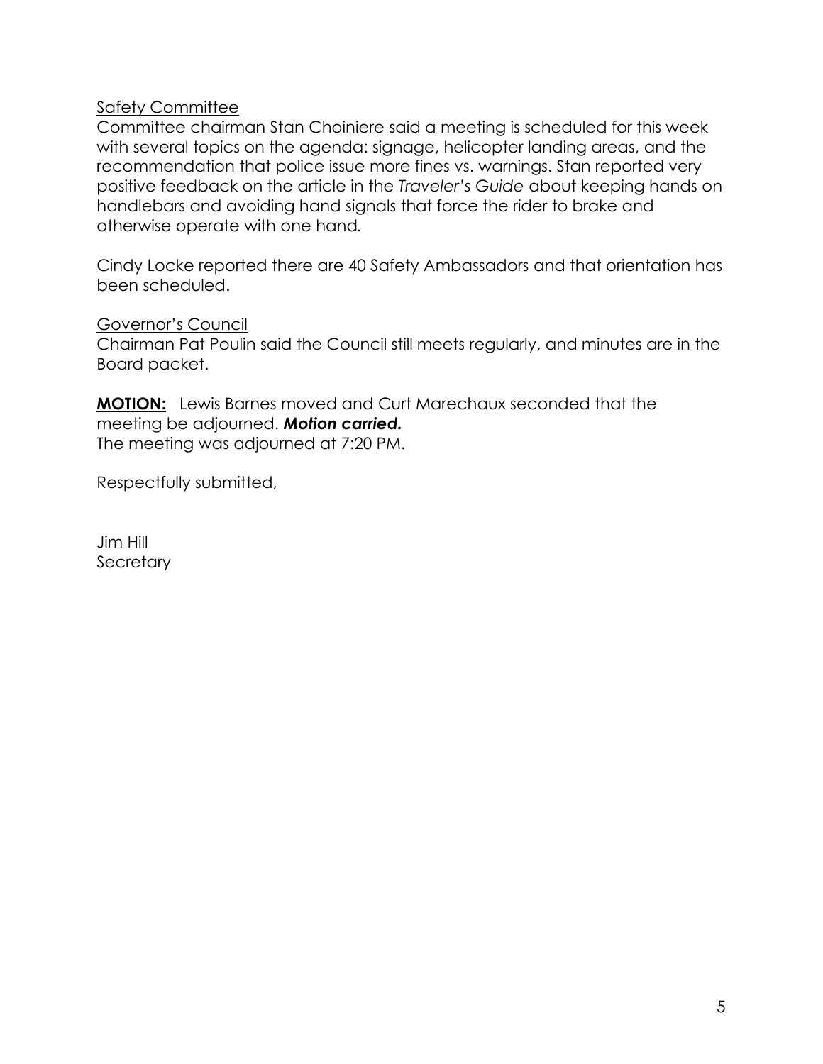Safety Committee

Committee chairman Stan Choiniere said a meeting is scheduled for this week with several topics on the agenda: signage, helicopter landing areas, and the recommendation that police issue more fines vs. warnings. Stan reported very positive feedback on the article in the *Traveler's Guide* about keeping hands on handlebars and avoiding hand signals that force the rider to brake and otherwise operate with one hand.

Cindy Locke reported there are 40 Safety Ambassadors and that orientation has been scheduled.

Governor's Council

Chairman Pat Poulin said the Council still meets regularly, and minutes are in the Board packet.

**MOTION:** Lewis Barnes moved and Curt Marechaux seconded that the meeting be adjourned. ***Motion carried.***
The meeting was adjourned at 7:20 PM.

Respectfully submitted,

Jim Hill
Secretary